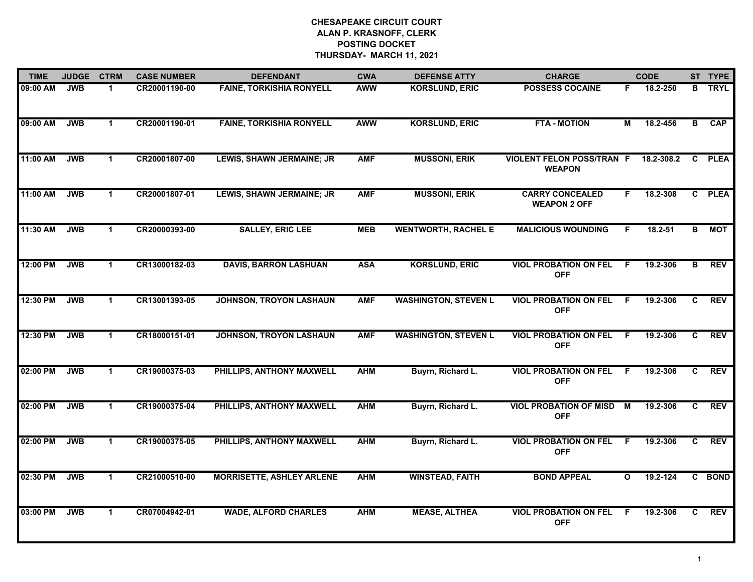# CHESAPEAKE CIRCUIT COURT
## ALAN P. KRASNOFF, CLERK
## POSTING DOCKET
## THURSDAY- MARCH 11, 2021

| TIME | JUDGE | CTRM | CASE NUMBER | DEFENDANT | CWA | DEFENSE ATTY | CHARGE | | CODE | ST | TYPE |
|---|---|---|---|---|---|---|---|---|---|---|---|
| 09:00 AM | JWB | 1 | CR20001190-00 | FAINE, TORKISHIA RONYELL | AWW | KORSLUND, ERIC | POSSESS COCAINE | F | 18.2-250 | B | TRYL |
| 09:00 AM | JWB | 1 | CR20001190-01 | FAINE, TORKISHIA RONYELL | AWW | KORSLUND, ERIC | FTA - MOTION | M | 18.2-456 | B | CAP |
| 11:00 AM | JWB | 1 | CR20001807-00 | LEWIS, SHAWN JERMAINE; JR | AMF | MUSSONI, ERIK | VIOLENT FELON POSS/TRAN WEAPON | F | 18.2-308.2 | C | PLEA |
| 11:00 AM | JWB | 1 | CR20001807-01 | LEWIS, SHAWN JERMAINE; JR | AMF | MUSSONI, ERIK | CARRY CONCEALED WEAPON 2 OFF | F | 18.2-308 | C | PLEA |
| 11:30 AM | JWB | 1 | CR20000393-00 | SALLEY, ERIC LEE | MEB | WENTWORTH, RACHEL E | MALICIOUS WOUNDING | F | 18.2-51 | B | MOT |
| 12:00 PM | JWB | 1 | CR13000182-03 | DAVIS, BARRON LASHUAN | ASA | KORSLUND, ERIC | VIOL PROBATION ON FEL OFF | F | 19.2-306 | B | REV |
| 12:30 PM | JWB | 1 | CR13001393-05 | JOHNSON, TROYON LASHAUN | AMF | WASHINGTON, STEVEN L | VIOL PROBATION ON FEL OFF | F | 19.2-306 | C | REV |
| 12:30 PM | JWB | 1 | CR18000151-01 | JOHNSON, TROYON LASHAUN | AMF | WASHINGTON, STEVEN L | VIOL PROBATION ON FEL OFF | F | 19.2-306 | C | REV |
| 02:00 PM | JWB | 1 | CR19000375-03 | PHILLIPS, ANTHONY MAXWELL | AHM | Buyrn, Richard L. | VIOL PROBATION ON FEL OFF | F | 19.2-306 | C | REV |
| 02:00 PM | JWB | 1 | CR19000375-04 | PHILLIPS, ANTHONY MAXWELL | AHM | Buyrn, Richard L. | VIOL PROBATION OF MISD OFF | M | 19.2-306 | C | REV |
| 02:00 PM | JWB | 1 | CR19000375-05 | PHILLIPS, ANTHONY MAXWELL | AHM | Buyrn, Richard L. | VIOL PROBATION ON FEL OFF | F | 19.2-306 | C | REV |
| 02:30 PM | JWB | 1 | CR21000510-00 | MORRISETTE, ASHLEY ARLENE | AHM | WINSTEAD, FAITH | BOND APPEAL | O | 19.2-124 | C | BOND |
| 03:00 PM | JWB | 1 | CR07004942-01 | WADE, ALFORD CHARLES | AHM | MEASE, ALTHEA | VIOL PROBATION ON FEL OFF | F | 19.2-306 | C | REV |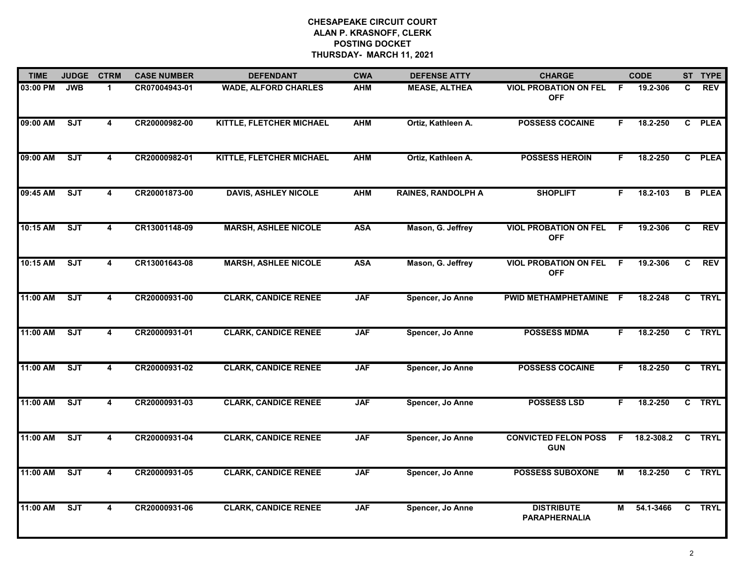# CHESAPEAKE CIRCUIT COURT
## ALAN P. KRASNOFF, CLERK
## POSTING DOCKET
## THURSDAY- MARCH 11, 2021

| TIME | JUDGE | CTRM | CASE NUMBER | DEFENDANT | CWA | DEFENSE ATTY | CHARGE | | CODE | ST | TYPE |
|---|---|---|---|---|---|---|---|---|---|---|---|
| 03:00 PM | JWB | 1 | CR07004943-01 | WADE, ALFORD CHARLES | AHM | MEASE, ALTHEA | VIOL PROBATION ON FEL OFF | F | 19.2-306 | C | REV |
| 09:00 AM | SJT | 4 | CR20000982-00 | KITTLE, FLETCHER MICHAEL | AHM | Ortiz, Kathleen A. | POSSESS COCAINE | F | 18.2-250 | C | PLEA |
| 09:00 AM | SJT | 4 | CR20000982-01 | KITTLE, FLETCHER MICHAEL | AHM | Ortiz, Kathleen A. | POSSESS HEROIN | F | 18.2-250 | C | PLEA |
| 09:45 AM | SJT | 4 | CR20001873-00 | DAVIS, ASHLEY NICOLE | AHM | RAINES, RANDOLPH A | SHOPLIFT | F | 18.2-103 | B | PLEA |
| 10:15 AM | SJT | 4 | CR13001148-09 | MARSH, ASHLEE NICOLE | ASA | Mason, G. Jeffrey | VIOL PROBATION ON FEL OFF | F | 19.2-306 | C | REV |
| 10:15 AM | SJT | 4 | CR13001643-08 | MARSH, ASHLEE NICOLE | ASA | Mason, G. Jeffrey | VIOL PROBATION ON FEL OFF | F | 19.2-306 | C | REV |
| 11:00 AM | SJT | 4 | CR20000931-00 | CLARK, CANDICE RENEE | JAF | Spencer, Jo Anne | PWID METHAMPHETAMINE | F | 18.2-248 | C | TRYL |
| 11:00 AM | SJT | 4 | CR20000931-01 | CLARK, CANDICE RENEE | JAF | Spencer, Jo Anne | POSSESS MDMA | F | 18.2-250 | C | TRYL |
| 11:00 AM | SJT | 4 | CR20000931-02 | CLARK, CANDICE RENEE | JAF | Spencer, Jo Anne | POSSESS COCAINE | F | 18.2-250 | C | TRYL |
| 11:00 AM | SJT | 4 | CR20000931-03 | CLARK, CANDICE RENEE | JAF | Spencer, Jo Anne | POSSESS LSD | F | 18.2-250 | C | TRYL |
| 11:00 AM | SJT | 4 | CR20000931-04 | CLARK, CANDICE RENEE | JAF | Spencer, Jo Anne | CONVICTED FELON POSS GUN | F | 18.2-308.2 | C | TRYL |
| 11:00 AM | SJT | 4 | CR20000931-05 | CLARK, CANDICE RENEE | JAF | Spencer, Jo Anne | POSSESS SUBOXONE | M | 18.2-250 | C | TRYL |
| 11:00 AM | SJT | 4 | CR20000931-06 | CLARK, CANDICE RENEE | JAF | Spencer, Jo Anne | DISTRIBUTE PARAPHERNALIA | M | 54.1-3466 | C | TRYL |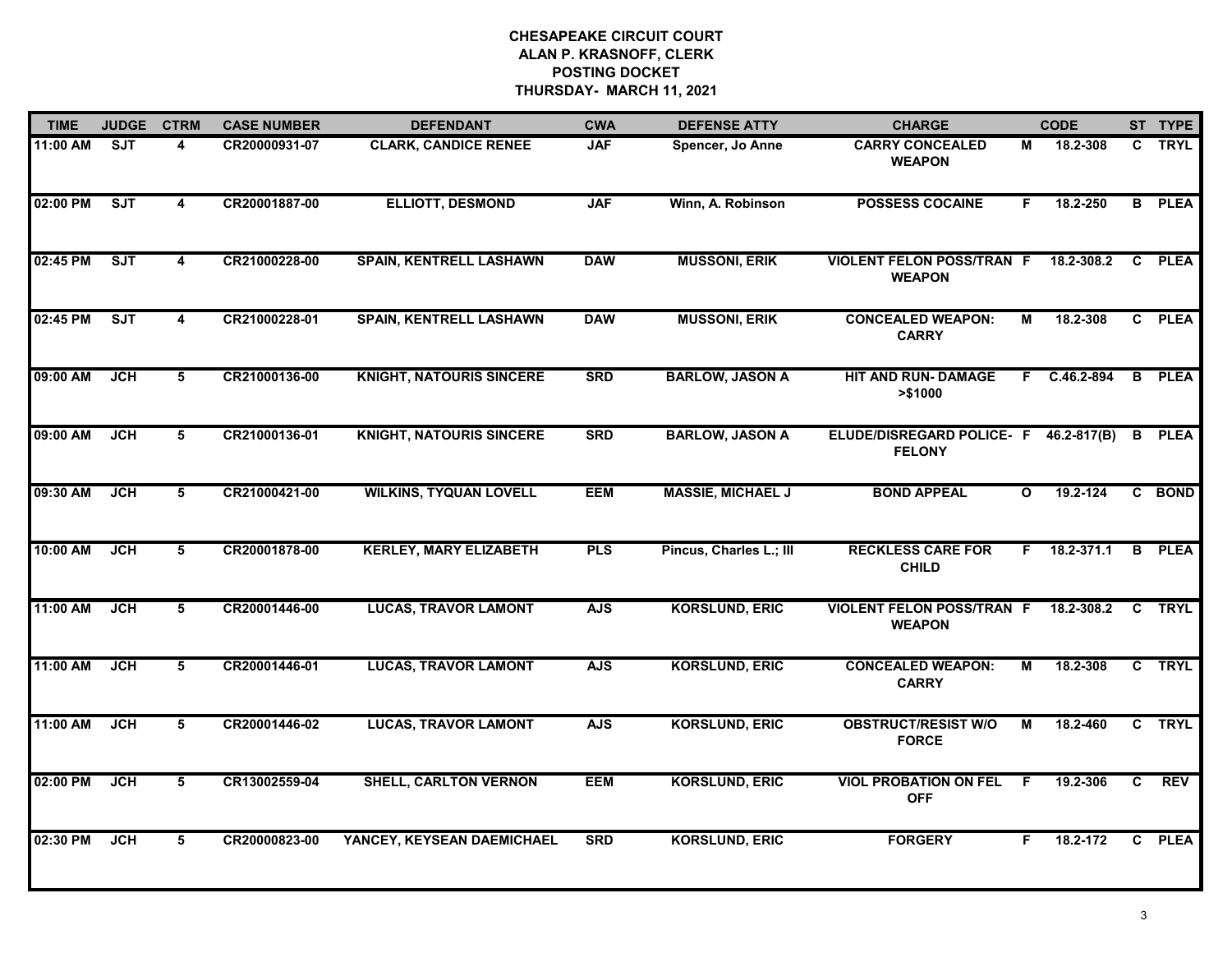# CHESAPEAKE CIRCUIT COURT
## ALAN P. KRASNOFF, CLERK
## POSTING DOCKET
## THURSDAY- MARCH 11, 2021

| TIME | JUDGE | CTRM | CASE NUMBER | DEFENDANT | CWA | DEFENSE ATTY | CHARGE | | CODE | ST | TYPE |
|---|---|---|---|---|---|---|---|---|---|---|---|
| 11:00 AM | SJT | 4 | CR20000931-07 | CLARK, CANDICE RENEE | JAF | Spencer, Jo Anne | CARRY CONCEALED WEAPON | M | 18.2-308 | C | TRYL |
| 02:00 PM | SJT | 4 | CR20001887-00 | ELLIOTT, DESMOND | JAF | Winn, A. Robinson | POSSESS COCAINE | F | 18.2-250 | B | PLEA |
| 02:45 PM | SJT | 4 | CR21000228-00 | SPAIN, KENTRELL LASHAWN | DAW | MUSSONI, ERIK | VIOLENT FELON POSS/TRAN WEAPON | F | 18.2-308.2 | C | PLEA |
| 02:45 PM | SJT | 4 | CR21000228-01 | SPAIN, KENTRELL LASHAWN | DAW | MUSSONI, ERIK | CONCEALED WEAPON: CARRY | M | 18.2-308 | C | PLEA |
| 09:00 AM | JCH | 5 | CR21000136-00 | KNIGHT, NATOURIS SINCERE | SRD | BARLOW, JASON A | HIT AND RUN- DAMAGE >$1000 | F | C.46.2-894 | B | PLEA |
| 09:00 AM | JCH | 5 | CR21000136-01 | KNIGHT, NATOURIS SINCERE | SRD | BARLOW, JASON A | ELUDE/DISREGARD POLICE- FELONY | F | 46.2-817(B) | B | PLEA |
| 09:30 AM | JCH | 5 | CR21000421-00 | WILKINS, TYQUAN LOVELL | EEM | MASSIE, MICHAEL J | BOND APPEAL | O | 19.2-124 | C | BOND |
| 10:00 AM | JCH | 5 | CR20001878-00 | KERLEY, MARY ELIZABETH | PLS | Pincus, Charles L.; III | RECKLESS CARE FOR CHILD | F | 18.2-371.1 | B | PLEA |
| 11:00 AM | JCH | 5 | CR20001446-00 | LUCAS, TRAVOR LAMONT | AJS | KORSLUND, ERIC | VIOLENT FELON POSS/TRAN WEAPON | F | 18.2-308.2 | C | TRYL |
| 11:00 AM | JCH | 5 | CR20001446-01 | LUCAS, TRAVOR LAMONT | AJS | KORSLUND, ERIC | CONCEALED WEAPON: CARRY | M | 18.2-308 | C | TRYL |
| 11:00 AM | JCH | 5 | CR20001446-02 | LUCAS, TRAVOR LAMONT | AJS | KORSLUND, ERIC | OBSTRUCT/RESIST W/O FORCE | M | 18.2-460 | C | TRYL |
| 02:00 PM | JCH | 5 | CR13002559-04 | SHELL, CARLTON VERNON | EEM | KORSLUND, ERIC | VIOL PROBATION ON FEL OFF | F | 19.2-306 | C | REV |
| 02:30 PM | JCH | 5 | CR20000823-00 | YANCEY, KEYSEAN DAEMICHAEL | SRD | KORSLUND, ERIC | FORGERY | F | 18.2-172 | C | PLEA |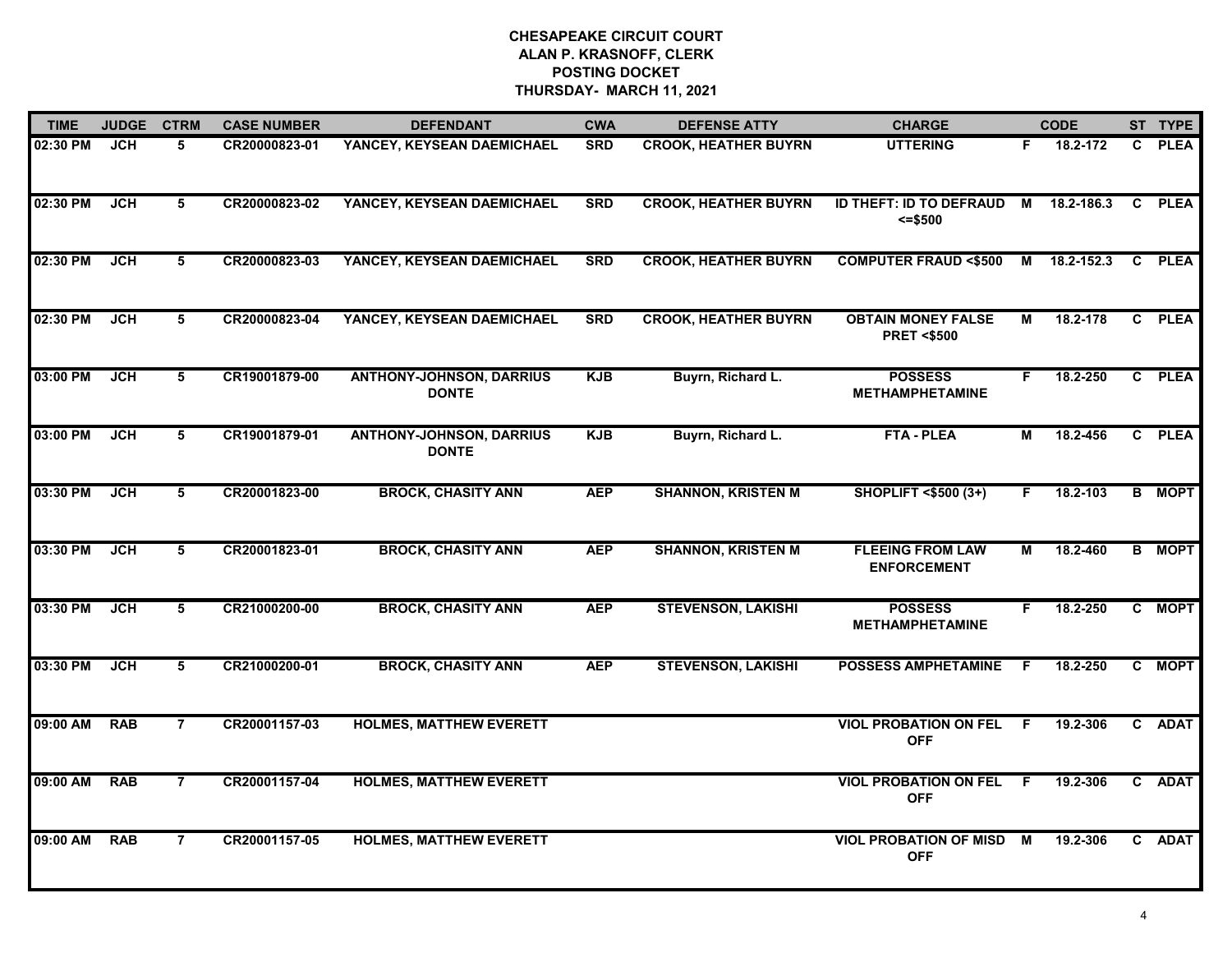# CHESAPEAKE CIRCUIT COURT
## ALAN P. KRASNOFF, CLERK
## POSTING DOCKET
## THURSDAY- MARCH 11, 2021

| TIME | JUDGE | CTRM | CASE NUMBER | DEFENDANT | CWA | DEFENSE ATTY | CHARGE | | CODE | ST | TYPE |
|---|---|---|---|---|---|---|---|---|---|---|---|
| 02:30 PM | JCH | 5 | CR20000823-01 | YANCEY, KEYSEAN DAEMICHAEL | SRD | CROOK, HEATHER BUYRN | UTTERING | F | 18.2-172 | C | PLEA |
| 02:30 PM | JCH | 5 | CR20000823-02 | YANCEY, KEYSEAN DAEMICHAEL | SRD | CROOK, HEATHER BUYRN | ID THEFT: ID TO DEFRAUD <=$500 | M | 18.2-186.3 | C | PLEA |
| 02:30 PM | JCH | 5 | CR20000823-03 | YANCEY, KEYSEAN DAEMICHAEL | SRD | CROOK, HEATHER BUYRN | COMPUTER FRAUD <$500 | M | 18.2-152.3 | C | PLEA |
| 02:30 PM | JCH | 5 | CR20000823-04 | YANCEY, KEYSEAN DAEMICHAEL | SRD | CROOK, HEATHER BUYRN | OBTAIN MONEY FALSE PRET <$500 | M | 18.2-178 | C | PLEA |
| 03:00 PM | JCH | 5 | CR19001879-00 | ANTHONY-JOHNSON, DARRIUS DONTE | KJB | Buyrn, Richard L. | POSSESS METHAMPHETAMINE | F | 18.2-250 | C | PLEA |
| 03:00 PM | JCH | 5 | CR19001879-01 | ANTHONY-JOHNSON, DARRIUS DONTE | KJB | Buyrn, Richard L. | FTA - PLEA | M | 18.2-456 | C | PLEA |
| 03:30 PM | JCH | 5 | CR20001823-00 | BROCK, CHASITY ANN | AEP | SHANNON, KRISTEN M | SHOPLIFT <$500 (3+) | F | 18.2-103 | B | MOPT |
| 03:30 PM | JCH | 5 | CR20001823-01 | BROCK, CHASITY ANN | AEP | SHANNON, KRISTEN M | FLEEING FROM LAW ENFORCEMENT | M | 18.2-460 | B | MOPT |
| 03:30 PM | JCH | 5 | CR21000200-00 | BROCK, CHASITY ANN | AEP | STEVENSON, LAKISHI | POSSESS METHAMPHETAMINE | F | 18.2-250 | C | MOPT |
| 03:30 PM | JCH | 5 | CR21000200-01 | BROCK, CHASITY ANN | AEP | STEVENSON, LAKISHI | POSSESS AMPHETAMINE | F | 18.2-250 | C | MOPT |
| 09:00 AM | RAB | 7 | CR20001157-03 | HOLMES, MATTHEW EVERETT | | | VIOL PROBATION ON FEL OFF | F | 19.2-306 | C | ADAT |
| 09:00 AM | RAB | 7 | CR20001157-04 | HOLMES, MATTHEW EVERETT | | | VIOL PROBATION ON FEL OFF | F | 19.2-306 | C | ADAT |
| 09:00 AM | RAB | 7 | CR20001157-05 | HOLMES, MATTHEW EVERETT | | | VIOL PROBATION OF MISD OFF | M | 19.2-306 | C | ADAT |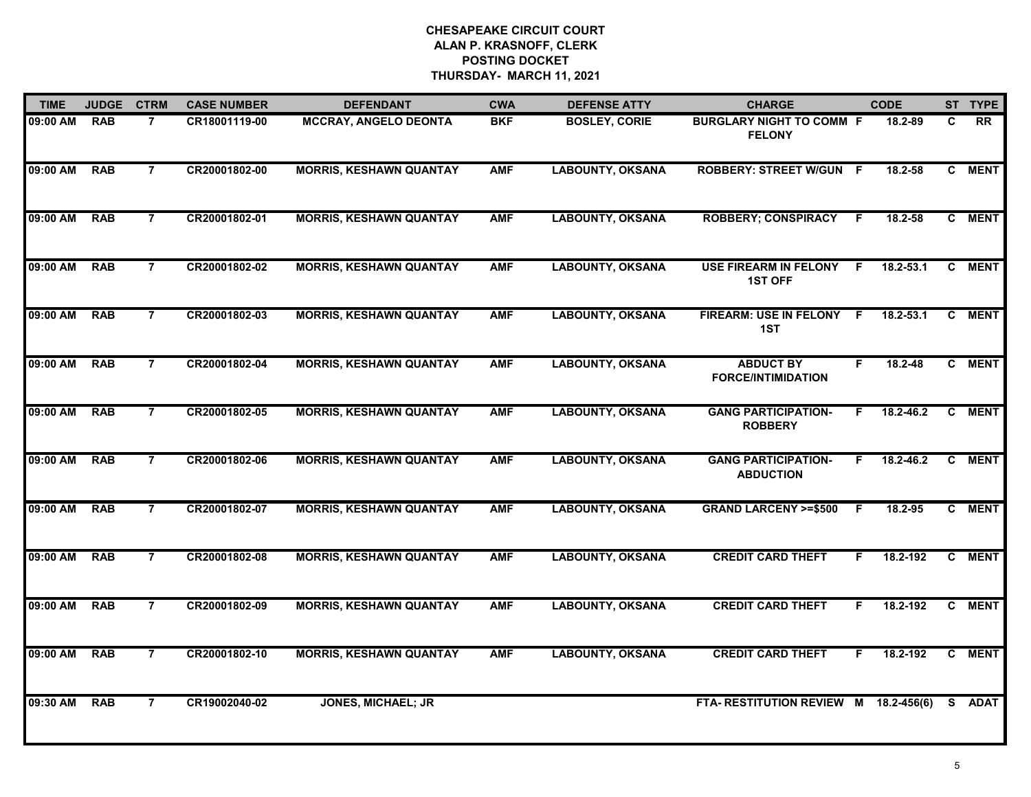**CHESAPEAKE CIRCUIT COURT**
**ALAN P. KRASNOFF, CLERK**
**POSTING DOCKET**
**THURSDAY- MARCH 11, 2021**

| TIME | JUDGE | CTRM | CASE NUMBER | DEFENDANT | CWA | DEFENSE ATTY | CHARGE | | CODE | ST | TYPE |
|---|---|---|---|---|---|---|---|---|---|---|---|
| 09:00 AM | RAB | 7 | CR18001119-00 | MCCRAY, ANGELO DEONTA | BKF | BOSLEY, CORIE | BURGLARY NIGHT TO COMM FELONY | F | 18.2-89 | C | RR |
| 09:00 AM | RAB | 7 | CR20001802-00 | MORRIS, KESHAWN QUANTAY | AMF | LABOUNTY, OKSANA | ROBBERY: STREET W/GUN | F | 18.2-58 | C | MENT |
| 09:00 AM | RAB | 7 | CR20001802-01 | MORRIS, KESHAWN QUANTAY | AMF | LABOUNTY, OKSANA | ROBBERY; CONSPIRACY | F | 18.2-58 | C | MENT |
| 09:00 AM | RAB | 7 | CR20001802-02 | MORRIS, KESHAWN QUANTAY | AMF | LABOUNTY, OKSANA | USE FIREARM IN FELONY 1ST OFF | F | 18.2-53.1 | C | MENT |
| 09:00 AM | RAB | 7 | CR20001802-03 | MORRIS, KESHAWN QUANTAY | AMF | LABOUNTY, OKSANA | FIREARM: USE IN FELONY 1ST | F | 18.2-53.1 | C | MENT |
| 09:00 AM | RAB | 7 | CR20001802-04 | MORRIS, KESHAWN QUANTAY | AMF | LABOUNTY, OKSANA | ABDUCT BY FORCE/INTIMIDATION | F | 18.2-48 | C | MENT |
| 09:00 AM | RAB | 7 | CR20001802-05 | MORRIS, KESHAWN QUANTAY | AMF | LABOUNTY, OKSANA | GANG PARTICIPATION-ROBBERY | F | 18.2-46.2 | C | MENT |
| 09:00 AM | RAB | 7 | CR20001802-06 | MORRIS, KESHAWN QUANTAY | AMF | LABOUNTY, OKSANA | GANG PARTICIPATION-ABDUCTION | F | 18.2-46.2 | C | MENT |
| 09:00 AM | RAB | 7 | CR20001802-07 | MORRIS, KESHAWN QUANTAY | AMF | LABOUNTY, OKSANA | GRAND LARCENY >=$500 | F | 18.2-95 | C | MENT |
| 09:00 AM | RAB | 7 | CR20001802-08 | MORRIS, KESHAWN QUANTAY | AMF | LABOUNTY, OKSANA | CREDIT CARD THEFT | F | 18.2-192 | C | MENT |
| 09:00 AM | RAB | 7 | CR20001802-09 | MORRIS, KESHAWN QUANTAY | AMF | LABOUNTY, OKSANA | CREDIT CARD THEFT | F | 18.2-192 | C | MENT |
| 09:00 AM | RAB | 7 | CR20001802-10 | MORRIS, KESHAWN QUANTAY | AMF | LABOUNTY, OKSANA | CREDIT CARD THEFT | F | 18.2-192 | C | MENT |
| 09:30 AM | RAB | 7 | CR19002040-02 | JONES, MICHAEL; JR | | | FTA- RESTITUTION REVIEW | M | 18.2-456(6) | S | ADAT |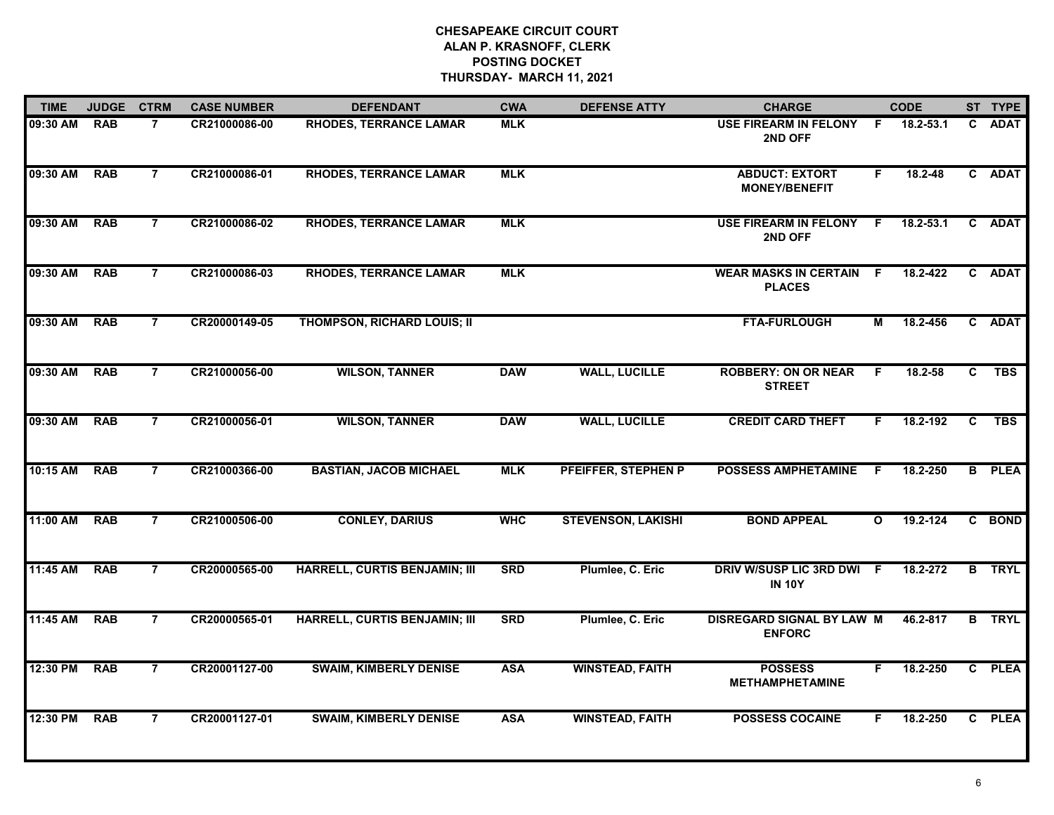**CHESAPEAKE CIRCUIT COURT**
**ALAN P. KRASNOFF, CLERK**
**POSTING DOCKET**
**THURSDAY- MARCH 11, 2021**

| TIME | JUDGE | CTRM | CASE NUMBER | DEFENDANT | CWA | DEFENSE ATTY | CHARGE | | CODE | ST | TYPE |
|---|---|---|---|---|---|---|---|---|---|---|---|
| 09:30 AM | RAB | 7 | CR21000086-00 | RHODES, TERRANCE LAMAR | MLK | | USE FIREARM IN FELONY 2ND OFF | F | 18.2-53.1 | C | ADAT |
| 09:30 AM | RAB | 7 | CR21000086-01 | RHODES, TERRANCE LAMAR | MLK | | ABDUCT: EXTORT MONEY/BENEFIT | F | 18.2-48 | C | ADAT |
| 09:30 AM | RAB | 7 | CR21000086-02 | RHODES, TERRANCE LAMAR | MLK | | USE FIREARM IN FELONY 2ND OFF | F | 18.2-53.1 | C | ADAT |
| 09:30 AM | RAB | 7 | CR21000086-03 | RHODES, TERRANCE LAMAR | MLK | | WEAR MASKS IN CERTAIN PLACES | F | 18.2-422 | C | ADAT |
| 09:30 AM | RAB | 7 | CR20000149-05 | THOMPSON, RICHARD LOUIS; II | | | FTA-FURLOUGH | M | 18.2-456 | C | ADAT |
| 09:30 AM | RAB | 7 | CR21000056-00 | WILSON, TANNER | DAW | WALL, LUCILLE | ROBBERY: ON OR NEAR STREET | F | 18.2-58 | C | TBS |
| 09:30 AM | RAB | 7 | CR21000056-01 | WILSON, TANNER | DAW | WALL, LUCILLE | CREDIT CARD THEFT | F | 18.2-192 | C | TBS |
| 10:15 AM | RAB | 7 | CR21000366-00 | BASTIAN, JACOB MICHAEL | MLK | PFEIFFER, STEPHEN P | POSSESS AMPHETAMINE | F | 18.2-250 | B | PLEA |
| 11:00 AM | RAB | 7 | CR21000506-00 | CONLEY, DARIUS | WHC | STEVENSON, LAKISHI | BOND APPEAL | O | 19.2-124 | C | BOND |
| 11:45 AM | RAB | 7 | CR20000565-00 | HARRELL, CURTIS BENJAMIN; III | SRD | Plumlee, C. Eric | DRIV W/SUSP LIC 3RD DWI IN 10Y | F | 18.2-272 | B | TRYL |
| 11:45 AM | RAB | 7 | CR20000565-01 | HARRELL, CURTIS BENJAMIN; III | SRD | Plumlee, C. Eric | DISREGARD SIGNAL BY LAW ENFORC | M | 46.2-817 | B | TRYL |
| 12:30 PM | RAB | 7 | CR20001127-00 | SWAIM, KIMBERLY DENISE | ASA | WINSTEAD, FAITH | POSSESS METHAMPHETAMINE | F | 18.2-250 | C | PLEA |
| 12:30 PM | RAB | 7 | CR20001127-01 | SWAIM, KIMBERLY DENISE | ASA | WINSTEAD, FAITH | POSSESS COCAINE | F | 18.2-250 | C | PLEA |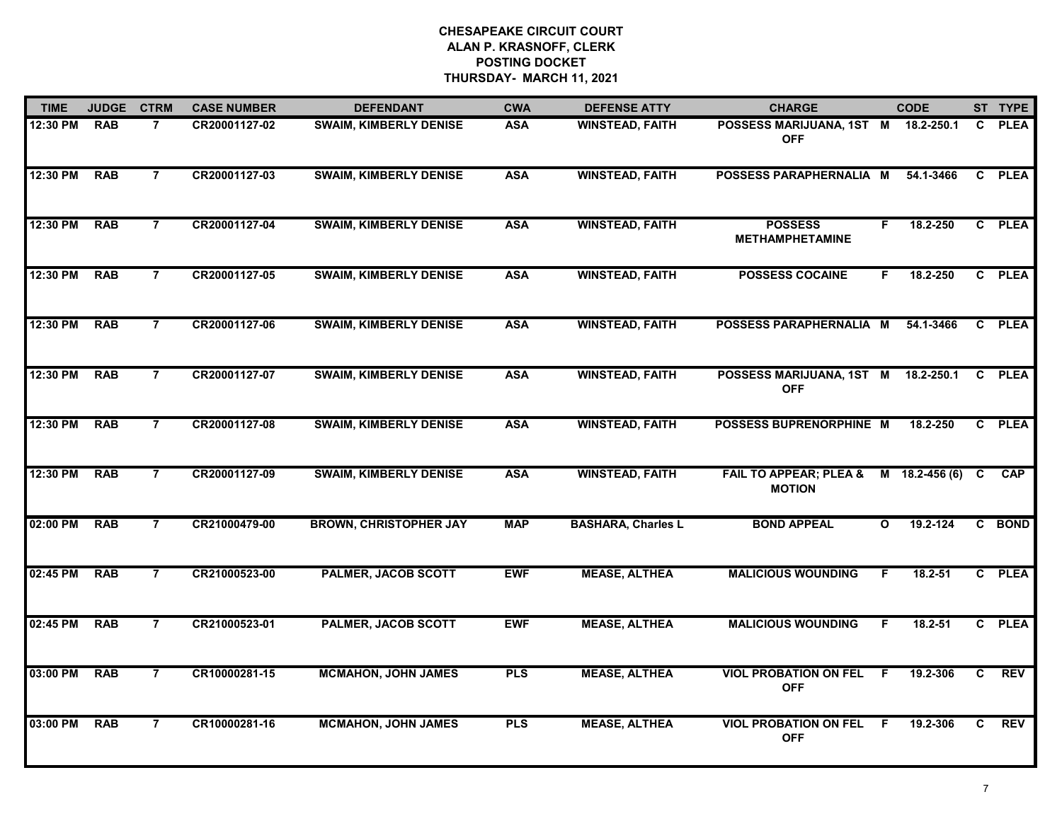**CHESAPEAKE CIRCUIT COURT**
**ALAN P. KRASNOFF, CLERK**
**POSTING DOCKET**
**THURSDAY- MARCH 11, 2021**

| TIME | JUDGE | CTRM | CASE NUMBER | DEFENDANT | CWA | DEFENSE ATTY | CHARGE | | CODE | ST | TYPE |
|---|---|---|---|---|---|---|---|---|---|---|---|
| 12:30 PM | RAB | 7 | CR20001127-02 | SWAIM, KIMBERLY DENISE | ASA | WINSTEAD, FAITH | POSSESS MARIJUANA, 1ST OFF | M | 18.2-250.1 | C | PLEA |
| 12:30 PM | RAB | 7 | CR20001127-03 | SWAIM, KIMBERLY DENISE | ASA | WINSTEAD, FAITH | POSSESS PARAPHERNALIA | M | 54.1-3466 | C | PLEA |
| 12:30 PM | RAB | 7 | CR20001127-04 | SWAIM, KIMBERLY DENISE | ASA | WINSTEAD, FAITH | POSSESS METHAMPHETAMINE | F | 18.2-250 | C | PLEA |
| 12:30 PM | RAB | 7 | CR20001127-05 | SWAIM, KIMBERLY DENISE | ASA | WINSTEAD, FAITH | POSSESS COCAINE | F | 18.2-250 | C | PLEA |
| 12:30 PM | RAB | 7 | CR20001127-06 | SWAIM, KIMBERLY DENISE | ASA | WINSTEAD, FAITH | POSSESS PARAPHERNALIA | M | 54.1-3466 | C | PLEA |
| 12:30 PM | RAB | 7 | CR20001127-07 | SWAIM, KIMBERLY DENISE | ASA | WINSTEAD, FAITH | POSSESS MARIJUANA, 1ST OFF | M | 18.2-250.1 | C | PLEA |
| 12:30 PM | RAB | 7 | CR20001127-08 | SWAIM, KIMBERLY DENISE | ASA | WINSTEAD, FAITH | POSSESS BUPRENORPHINE | M | 18.2-250 | C | PLEA |
| 12:30 PM | RAB | 7 | CR20001127-09 | SWAIM, KIMBERLY DENISE | ASA | WINSTEAD, FAITH | FAIL TO APPEAR; PLEA & MOTION | M | 18.2-456 (6) | C | CAP |
| 02:00 PM | RAB | 7 | CR21000479-00 | BROWN, CHRISTOPHER JAY | MAP | BASHARA, Charles L | BOND APPEAL | O | 19.2-124 | C | BOND |
| 02:45 PM | RAB | 7 | CR21000523-00 | PALMER, JACOB SCOTT | EWF | MEASE, ALTHEA | MALICIOUS WOUNDING | F | 18.2-51 | C | PLEA |
| 02:45 PM | RAB | 7 | CR21000523-01 | PALMER, JACOB SCOTT | EWF | MEASE, ALTHEA | MALICIOUS WOUNDING | F | 18.2-51 | C | PLEA |
| 03:00 PM | RAB | 7 | CR10000281-15 | MCMAHON, JOHN JAMES | PLS | MEASE, ALTHEA | VIOL PROBATION ON FEL OFF | F | 19.2-306 | C | REV |
| 03:00 PM | RAB | 7 | CR10000281-16 | MCMAHON, JOHN JAMES | PLS | MEASE, ALTHEA | VIOL PROBATION ON FEL OFF | F | 19.2-306 | C | REV |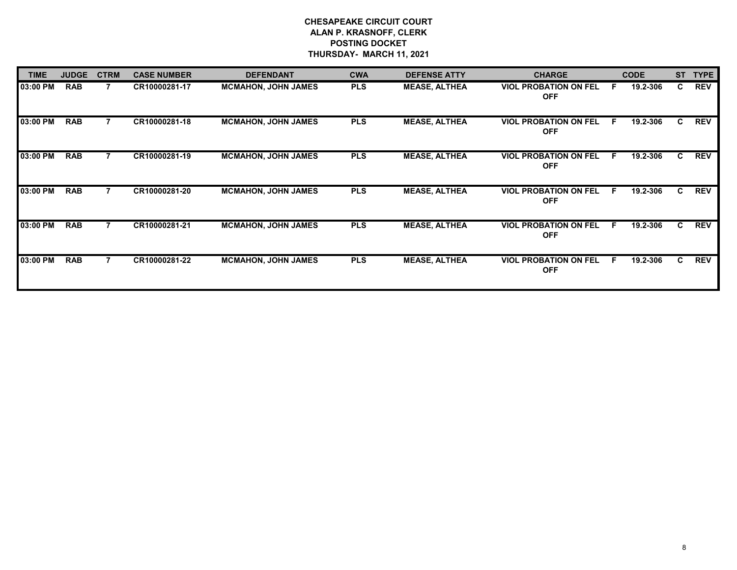# CHESAPEAKE CIRCUIT COURT
## ALAN P. KRASNOFF, CLERK
## POSTING DOCKET
## THURSDAY- MARCH 11, 2021

| TIME | JUDGE | CTRM | CASE NUMBER | DEFENDANT | CWA | DEFENSE ATTY | CHARGE | | CODE | ST | TYPE |
|---|---|---|---|---|---|---|---|---|---|---|---|
| 03:00 PM | RAB | 7 | CR10000281-17 | MCMAHON, JOHN JAMES | PLS | MEASE, ALTHEA | VIOL PROBATION ON FEL OFF | F | 19.2-306 | C | REV |
| 03:00 PM | RAB | 7 | CR10000281-18 | MCMAHON, JOHN JAMES | PLS | MEASE, ALTHEA | VIOL PROBATION ON FEL OFF | F | 19.2-306 | C | REV |
| 03:00 PM | RAB | 7 | CR10000281-19 | MCMAHON, JOHN JAMES | PLS | MEASE, ALTHEA | VIOL PROBATION ON FEL OFF | F | 19.2-306 | C | REV |
| 03:00 PM | RAB | 7 | CR10000281-20 | MCMAHON, JOHN JAMES | PLS | MEASE, ALTHEA | VIOL PROBATION ON FEL OFF | F | 19.2-306 | C | REV |
| 03:00 PM | RAB | 7 | CR10000281-21 | MCMAHON, JOHN JAMES | PLS | MEASE, ALTHEA | VIOL PROBATION ON FEL OFF | F | 19.2-306 | C | REV |
| 03:00 PM | RAB | 7 | CR10000281-22 | MCMAHON, JOHN JAMES | PLS | MEASE, ALTHEA | VIOL PROBATION ON FEL OFF | F | 19.2-306 | C | REV |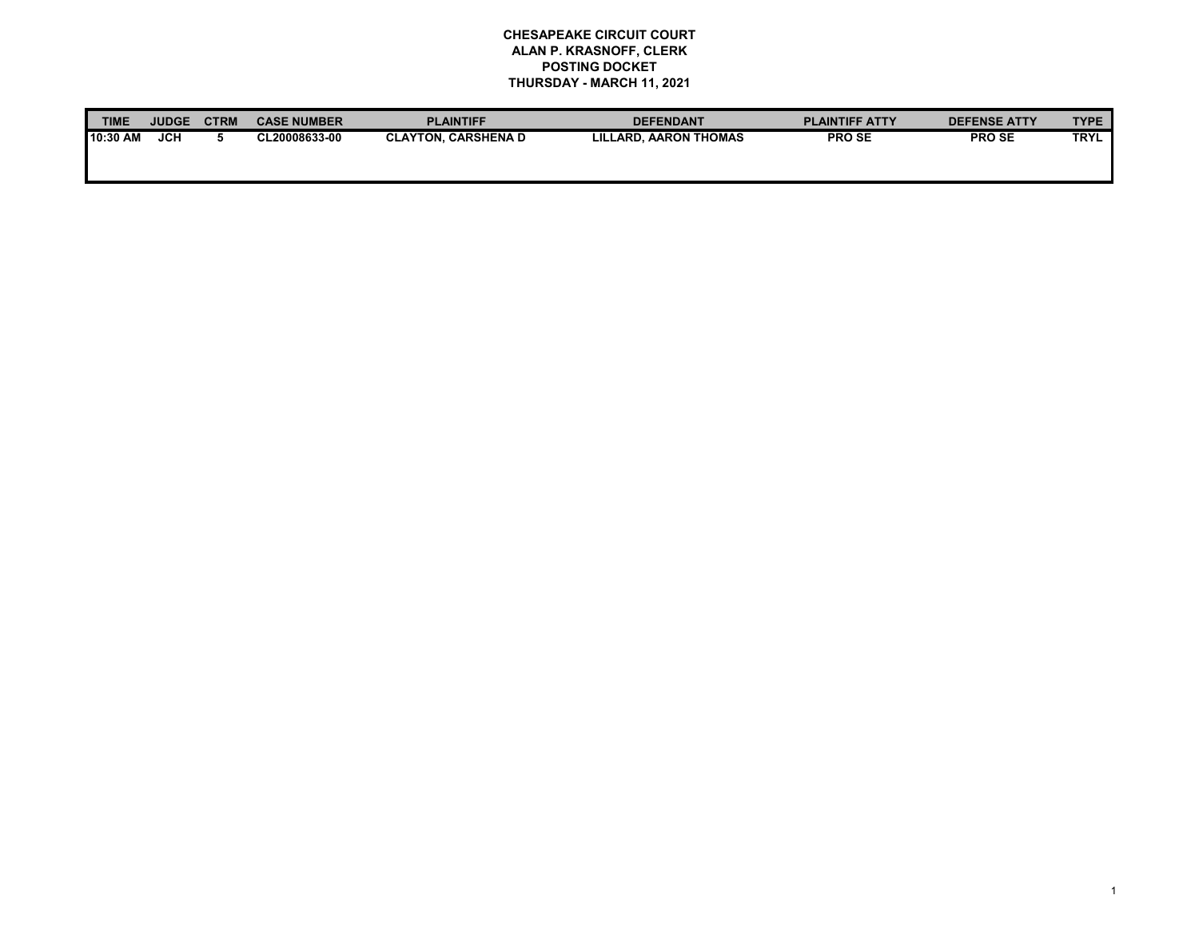**CHESAPEAKE CIRCUIT COURT**
**ALAN P. KRASNOFF, CLERK**
**POSTING DOCKET**
**THURSDAY - MARCH 11, 2021**

| TIME | JUDGE | CTRM | CASE NUMBER | PLAINTIFF | DEFENDANT | PLAINTIFF ATTY | DEFENSE ATTY | TYPE |
|---|---|---|---|---|---|---|---|---|
| 10:30 AM | JCH | 5 | CL20008633-00 | CLAYTON, CARSHENA D | LILLARD, AARON THOMAS | PRO SE | PRO SE | TRYL |